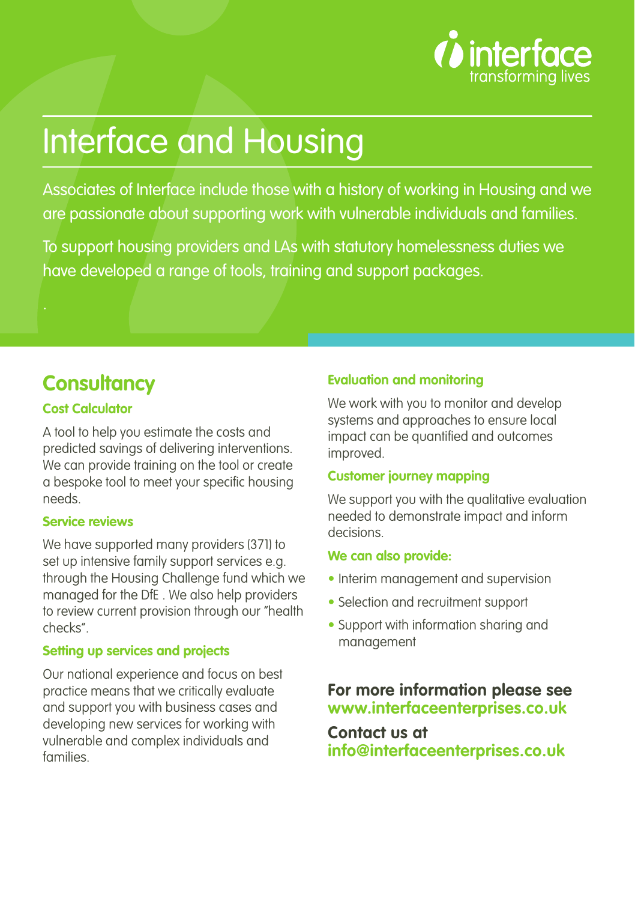interface
transforming lives

# Interface and Housing

Associates of Interface include those with a history of working in Housing and we are passionate about supporting work with vulnerable individuals and families.

To support housing providers and LAs with statutory homelessness duties we have developed a range of tools, training and support packages.

## Consultancy

### Cost Calculator

A tool to help you estimate the costs and predicted savings of delivering interventions. We can provide training on the tool or create a bespoke tool to meet your specific housing needs.

### Service reviews

We have supported many providers (371) to set up intensive family support services e.g. through the Housing Challenge fund which we managed for the DfE . We also help providers to review current provision through our "health checks".

### Setting up services and projects

Our national experience and focus on best practice means that we critically evaluate and support you with business cases and developing new services for working with vulnerable and complex individuals and families.

### Evaluation and monitoring

We work with you to monitor and develop systems and approaches to ensure local impact can be quantified and outcomes improved.

### Customer journey mapping

We support you with the qualitative evaluation needed to demonstrate impact and inform decisions.

### We can also provide:

- Interim management and supervision
- Selection and recruitment support
- Support with information sharing and management

**For more information please see**
**www.interfaceenterprises.co.uk**

**Contact us at**
**info@interfaceenterprises.co.uk**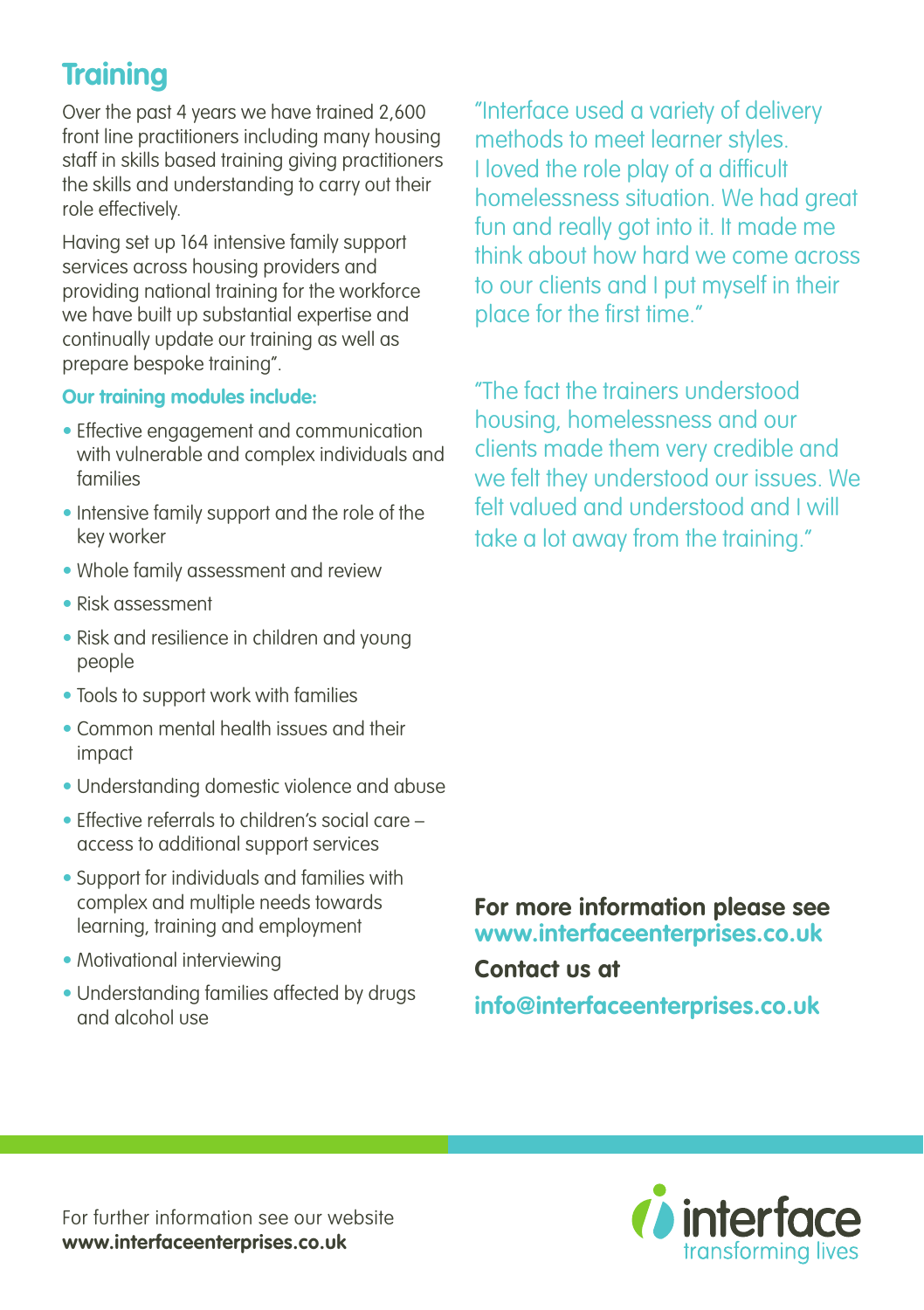## Training

Over the past 4 years we have trained 2,600 front line practitioners including many housing staff in skills based training giving practitioners the skills and understanding to carry out their role effectively.

Having set up 164 intensive family support services across housing providers and providing national training for the workforce we have built up substantial expertise and continually update our training as well as prepare bespoke training".

**Our training modules include:**

- Effective engagement and communication with vulnerable and complex individuals and families
- Intensive family support and the role of the key worker
- Whole family assessment and review
- Risk assessment
- Risk and resilience in children and young people
- Tools to support work with families
- Common mental health issues and their impact
- Understanding domestic violence and abuse
- Effective referrals to children's social care – access to additional support services
- Support for individuals and families with complex and multiple needs towards learning, training and employment
- Motivational interviewing
- Understanding families affected by drugs and alcohol use

"Interface used a variety of delivery methods to meet learner styles. I loved the role play of a difficult homelessness situation. We had great fun and really got into it. It made me think about how hard we come across to our clients and I put myself in their place for the first time."

"The fact the trainers understood housing, homelessness and our clients made them very credible and we felt they understood our issues. We felt valued and understood and I will take a lot away from the training."

**For more information please see**
**www.interfaceenterprises.co.uk**

**Contact us at**

**info@interfaceenterprises.co.uk**

For further information see our website
**www.interfaceenterprises.co.uk**

interface
transforming lives